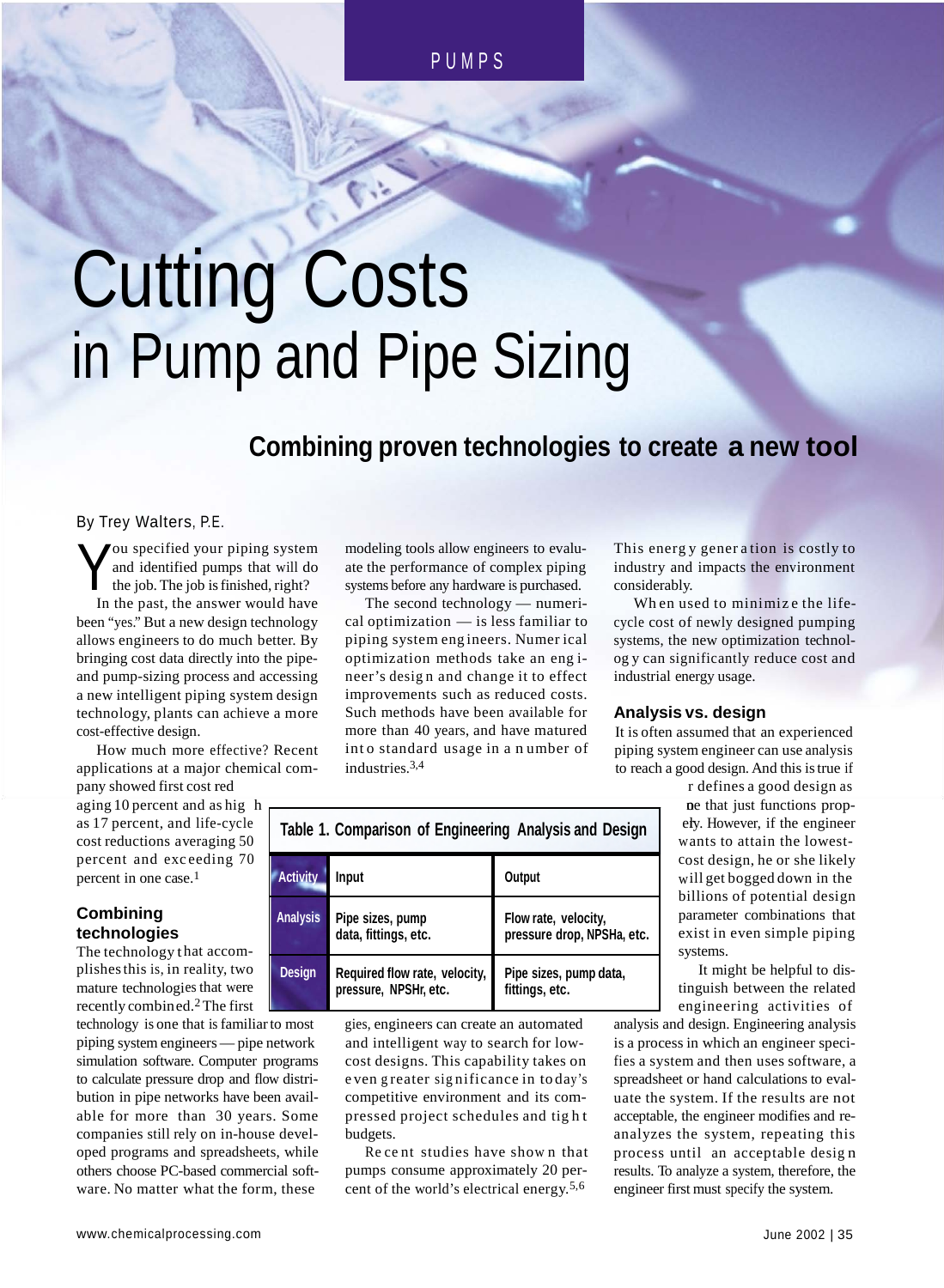PUMPS

# Cutting Costs in Pump and Pipe Sizing

## Combining proven technologies to create a new tool

By Trey Walters, P.E.

You specified your piping system and identified pumps that will do the job. The job is finished, right?

In the past, the answer would have been "yes." But a new design technology allows engineers to do much better. By bringing cost data directly into the pipe- and pump-sizing process and accessing a new intelligent piping system design technology, plants can achieve a more cost-effective design.

How much more effective? Recent applications at a major chemical company showed first cost reductions averaging 10 percent and as high as 17 percent, and life-cycle cost reductions averaging 50 percent and exceeding 70 percent in one case.[1]

### Combining technologies

The technology that accomplishes this is, in reality, two mature technologies that were recently combined.[2] The first technology is one that is familiar to most piping system engineers — pipe network simulation software. Computer programs to calculate pressure drop and flow distribution in pipe networks have been available for more than 30 years. Some companies still rely on in-house developed programs and spreadsheets, while others choose PC-based commercial software. No matter what the form, these modeling tools allow engineers to evaluate the performance of complex piping systems before any hardware is purchased.

The second technology — numerical optimization — is less familiar to piping system engineers. Numerical optimization methods take an engineer's design and change it to effect improvements such as reduced costs. Such methods have been available for more than 40 years, and have matured into standard usage in a number of industries.[3,4]

**Table 1. Comparison of Engineering Analysis and Design**

| Activity | Input | Output |
|---|---|---|
| Analysis | Pipe sizes, pump data, fittings, etc. | Flow rate, velocity, pressure drop, NPSHa, etc. |
| Design | Required flow rate, velocity, pressure, NPSHr, etc. | Pipe sizes, pump data, fittings, etc. |

By combining these two technologies, engineers can create an automated and intelligent way to search for low-cost designs. This capability takes on even greater significance in today's competitive environment and its compressed project schedules and tight budgets.

Recent studies have shown that pumps consume approximately 20 percent of the world's electrical energy.[5,6] This energy generation is costly to industry and impacts the environment considerably.

When used to minimize the life-cycle cost of newly designed pumping systems, the new optimization technology can significantly reduce cost and industrial energy usage.

### Analysis vs. design

It is often assumed that an experienced piping system engineer can use analysis to reach a good design. And this is true if r defines a good design as one that just functions properly. However, if the engineer wants to attain the lowest-cost design, he or she likely will get bogged down in the billions of potential design parameter combinations that exist in even simple piping systems.

It might be helpful to distinguish between the related engineering activities of analysis and design. Engineering analysis is a process in which an engineer specifies a system and then uses software, a spreadsheet or hand calculations to evaluate the system. If the results are not acceptable, the engineer modifies and reanalyzes the system, repeating this process until an acceptable design results. To analyze a system, therefore, the engineer first must specify the system.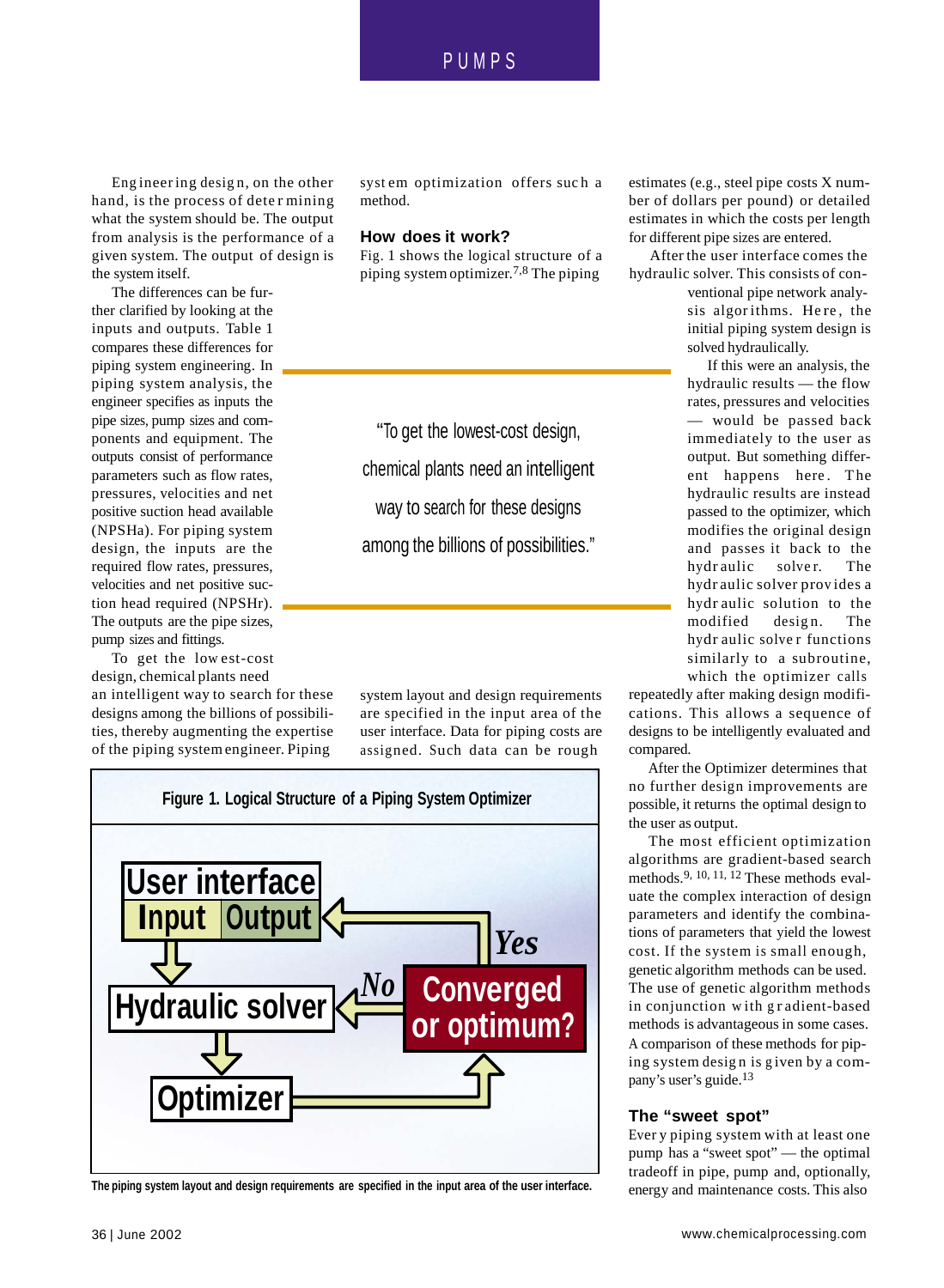Engineering design, on the other hand, is the process of determining what the system should be. The output from analysis is the performance of a given system. The output of design is the system itself.

The differences can be further clarified by looking at the inputs and outputs. Table 1 compares these differences for piping system engineering. In piping system analysis, the engineer specifies as inputs the pipe sizes, pump sizes and components and equipment. The outputs consist of performance parameters such as flow rates, pressures, velocities and net positive suction head available (NPSHa). For piping system design, the inputs are the required flow rates, pressures, velocities and net positive suction head required (NPSHr). The outputs are the pipe sizes, pump sizes and fittings.

To get the lowest-cost design, chemical plants need an intelligent way to search for these designs among the billions of possibilities, thereby augmenting the expertise of the piping system engineer. Piping system optimization offers such a method.

> "To get the lowest-cost design, chemical plants need an intelligent way to search for these designs among the billions of possibilities."

## How does it work?

Fig. 1 shows the logical structure of a piping system optimizer.[7,8] The piping system layout and design requirements are specified in the input area of the user interface. Data for piping costs are assigned. Such data can be rough estimates (e.g., steel pipe costs X number of dollars per pound) or detailed estimates in which the costs per length for different pipe sizes are entered.

**Figure 1. Logical Structure of a Piping System Optimizer**

User interface (Input, Output) → Hydraulic solver → Optimizer → Converged or optimum? — No → Hydraulic solver; Yes → Output

The piping system layout and design requirements are specified in the input area of the user interface.

After the user interface comes the hydraulic solver. This consists of conventional pipe network analysis algorithms. Here, the initial piping system design is solved hydraulically.

If this were an analysis, the hydraulic results — the flow rates, pressures and velocities — would be passed back immediately to the user as output. But something different happens here. The hydraulic results are instead passed to the optimizer, which modifies the original design and passes it back to the hydraulic solver. The hydraulic solver provides a hydraulic solution to the modified design. The hydraulic solver functions similarly to a subroutine, which the optimizer calls repeatedly after making design modifications. This allows a sequence of designs to be intelligently evaluated and compared.

After the Optimizer determines that no further design improvements are possible, it returns the optimal design to the user as output.

The most efficient optimization algorithms are gradient-based search methods.[9, 10, 11, 12] These methods evaluate the complex interaction of design parameters and identify the combinations of parameters that yield the lowest cost. If the system is small enough, genetic algorithm methods can be used. The use of genetic algorithm methods in conjunction with gradient-based methods is advantageous in some cases. A comparison of these methods for piping system design is given by a company's user's guide.[13]

## The "sweet spot"

Every piping system with at least one pump has a "sweet spot" — the optimal tradeoff in pipe, pump and, optionally, energy and maintenance costs. This also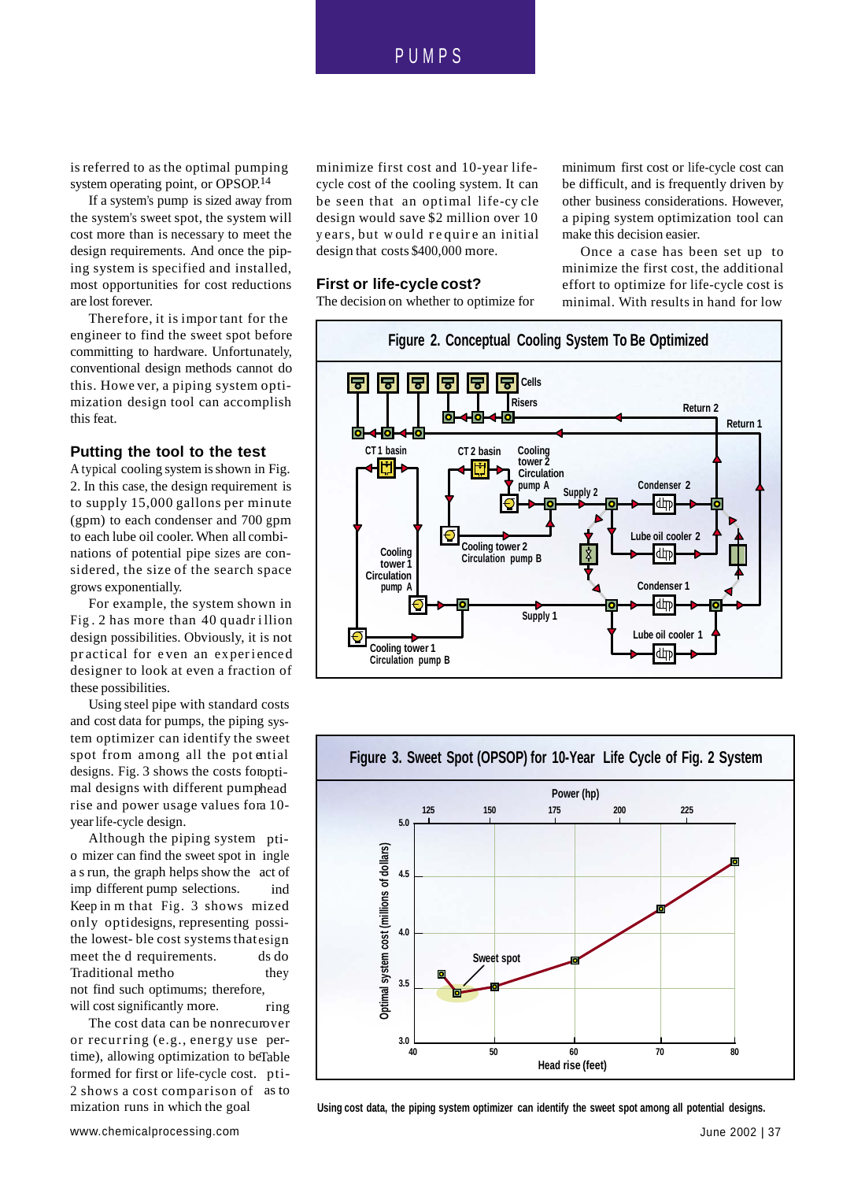is referred to as the optimal pumping system operating point, or OPSOP.[14]

If a system's pump is sized away from the system's sweet spot, the system will cost more than is necessary to meet the design requirements. And once the piping system is specified and installed, most opportunities for cost reductions are lost forever.

Therefore, it is important for the engineer to find the sweet spot before committing to hardware. Unfortunately, conventional design methods cannot do this. However, a piping system optimization design tool can accomplish this feat.

## Putting the tool to the test

A typical cooling system is shown in Fig. 2. In this case, the design requirement is to supply 15,000 gallons per minute (gpm) to each condenser and 700 gpm to each lube oil cooler. When all combinations of potential pipe sizes are considered, the size of the search space grows exponentially.

For example, the system shown in Fig. 2 has more than 40 quadrillion design possibilities. Obviously, it is not practical for even an experienced designer to look at even a fraction of these possibilities.

Using steel pipe with standard costs and cost data for pumps, the piping system optimizer can identify the sweet spot from among all the potential designs. Fig. 3 shows the costs for optimal designs with different pump head rise and power usage values for a 10-year life-cycle design.

Although the piping system optimizer can find the sweet spot in a single run, the graph helps show the impact of different pump selections. Keep in mind that Fig. 3 shows only optimized designs, representing the lowest-cost systems that meet the design requirements. Traditional methods do not find such optimums; therefore, they will cost significantly more.

The cost data can be nonrecurring or recurring (e.g., energy use over time), allowing optimization to be performed for first or life-cycle cost. Table 2 shows a cost comparison of optimization runs in which the goal was to minimize first cost and 10-year life-cycle cost of the cooling system. It can be seen that an optimal life-cycle design would save $2 million over 10 years, but would require an initial design that costs $400,000 more.

## First or life-cycle cost?

The decision on whether to optimize for minimum first cost or life-cycle cost can be difficult, and is frequently driven by other business considerations. However, a piping system optimization tool can make this decision easier.

Once a case has been set up to minimize the first cost, the additional effort to optimize for life-cycle cost is minimal. With results in hand for low

**Figure 2. Conceptual Cooling System To Be Optimized**

**Figure 3. Sweet Spot (OPSOP) for 10-Year Life Cycle of Fig. 2 System**

Using cost data, the piping system optimizer can identify the sweet spot among all potential designs.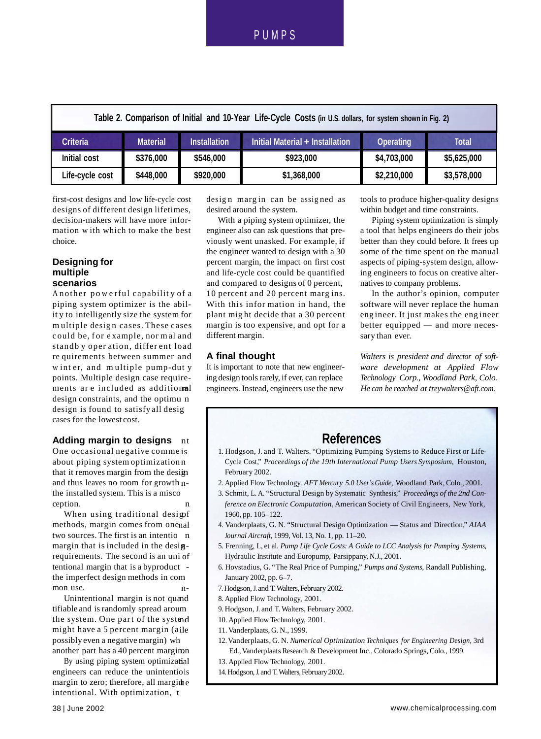**Table 2. Comparison of Initial and 10-Year Life-Cycle Costs** (in U.S. dollars, for system shown in Fig. 2)

| Criteria | Material | Installation | Initial Material + Installation | Operating | Total |
|---|---|---|---|---|---|
| Initial cost | $376,000 | $546,000 | $923,000 | $4,703,000 | $5,625,000 |
| Life-cycle cost | $448,000 | $920,000 | $1,368,000 | $2,210,000 | $3,578,000 |

first-cost designs and low life-cycle cost designs of different design lifetimes, decision-makers will have more information with which to make the best choice.

### Designing for multiple scenarios

Another powerful capability of a piping system optimizer is the ability to intelligently size the system for multiple design cases. These cases could be, for example, normal and standby operation, different load requirements between summer and winter, and multiple pump-duty points. Multiple design case requirements are included as additional design constraints, and the optimum design is found to satisfy all design cases for the lowest cost.

### Adding margin to designs

One occasional negative comment about piping system optimization is that it removes margin from the design and thus leaves no room for growth in the installed system. This is a misconception.

When using traditional design methods, margin comes from one of two sources. The first is an intentional margin that is included in the design requirements. The second is an unintentional margin that is a byproduct of the imperfect design methods in common use.

Unintentional margin is not quantifiable and is randomly spread around the system. One part of the system might have a 5 percent margin (and possibly even a negative margin) while another part has a 40 percent margin.

By using piping system optimization, engineers can reduce the unintentional margin to zero; therefore, all margin is intentional. With optimization, the design margin can be assigned as desired around the system.

With a piping system optimizer, the engineer also can ask questions that previously went unasked. For example, if the engineer wanted to design with a 30 percent margin, the impact on first cost and life-cycle cost could be quantified and compared to designs of 0 percent, 10 percent and 20 percent margins. With this information in hand, the plant might decide that a 30 percent margin is too expensive, and opt for a different margin.

### A final thought

It is important to note that new engineering design tools rarely, if ever, can replace engineers. Instead, engineers use the new tools to produce higher-quality designs within budget and time constraints.

Piping system optimization is simply a tool that helps engineers do their jobs better than they could before. It frees up some of the time spent on the manual aspects of piping-system design, allowing engineers to focus on creative alternatives to company problems.

In the author's opinion, computer software will never replace the human engineer. It just makes the engineer better equipped — and more necessary than ever.

*Walters is president and director of software development at Applied Flow Technology Corp., Woodland Park, Colo. He can be reached at treywalters@aft.com.*

## References

1. Hodgson, J. and T. Walters. "Optimizing Pumping Systems to Reduce First or Life-Cycle Cost," *Proceedings of the 19th International Pump Users Symposium*, Houston, February 2002.
2. Applied Flow Technology. *AFT Mercury 5.0 User's Guide*, Woodland Park, Colo., 2001.
3. Schmit, L. A. "Structural Design by Systematic Synthesis," *Proceedings of the 2nd Conference on Electronic Computation*, American Society of Civil Engineers, New York, 1960, pp. 105–122.
4. Vanderplaats, G. N. "Structural Design Optimization — Status and Direction," *AIAA Journal Aircraft*, 1999, Vol. 13, No. 1, pp. 11–20.
5. Frenning, L, et al. *Pump Life Cycle Costs: A Guide to LCC Analysis for Pumping Systems*, Hydraulic Institute and Europump, Parsippany, N.J., 2001.
6. Hovstadius, G. "The Real Price of Pumping," *Pumps and Systems*, Randall Publishing, January 2002, pp. 6–7.
7. Hodgson, J. and T. Walters, February 2002.
8. Applied Flow Technology, 2001.
9. Hodgson, J. and T. Walters, February 2002.
10. Applied Flow Technology, 2001.
11. Vanderplaats, G. N., 1999.
12. Vanderplaats, G. N. *Numerical Optimization Techniques for Engineering Design*, 3rd Ed., Vanderplaats Research & Development Inc., Colorado Springs, Colo., 1999.
13. Applied Flow Technology, 2001.
14. Hodgson, J. and T. Walters, February 2002.